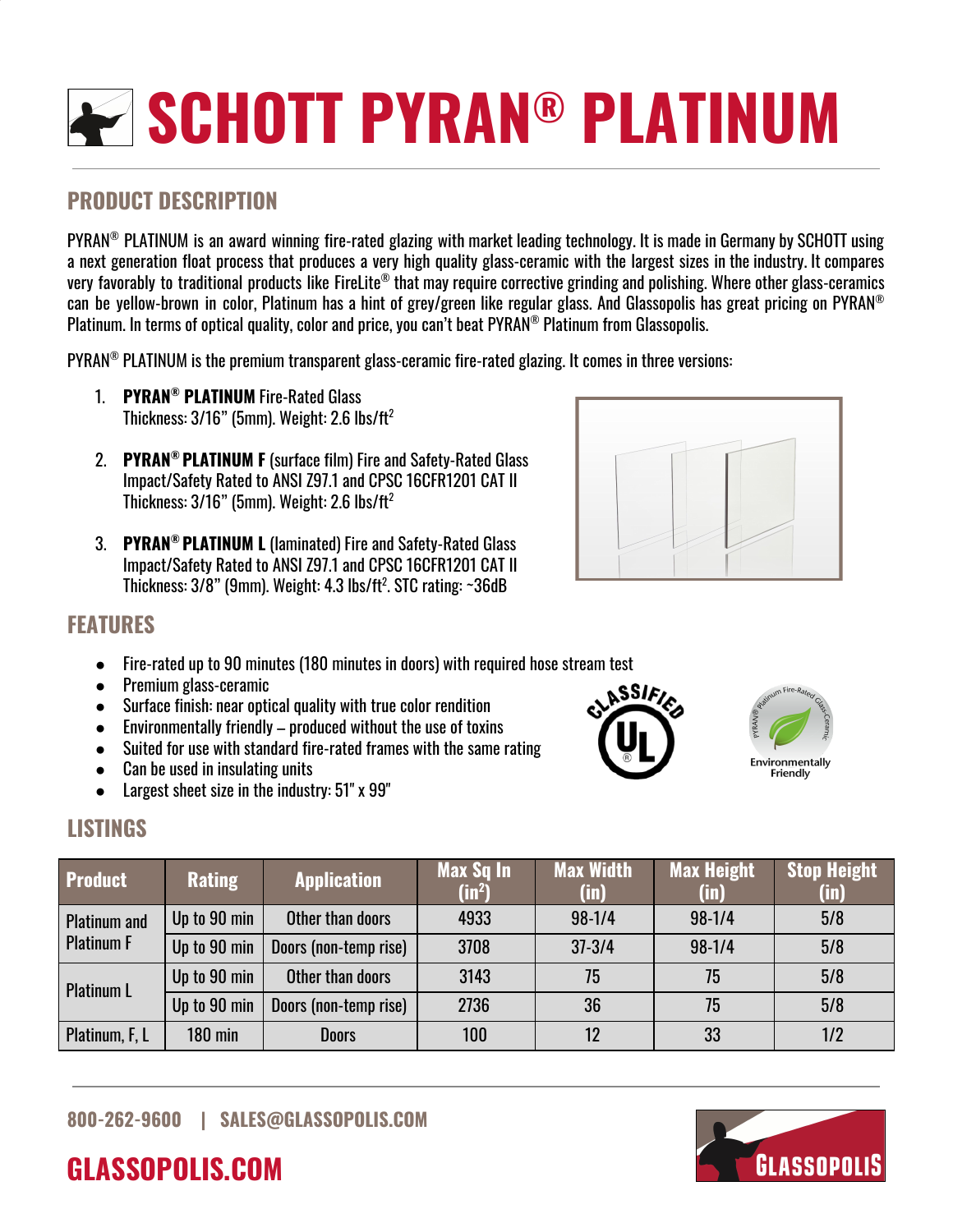# SCHOTT PYRAN® PLATINUM

## PRODUCT DESCRIPTION

PYRAN® PLATINUM is an award winning fire-rated glazing with market leading technology. It is made in Germany by SCHOTT using a next generation float process that produces a very high quality glass-ceramic with the largest sizes in the industry. It compares very favorably to traditional products like FireLite® that may require corrective grinding and polishing. Where other glass-ceramics can be yellow-brown in color, Platinum has a hint of grey/green like regular glass. And Glassopolis has great pricing on PYRAN® Platinum. In terms of optical quality, color and price, you can't beat PYRAN® Platinum from Glassopolis.

PYRAN® PLATINUM is the premium transparent glass-ceramic fire-rated glazing. It comes in three versions:

1. **PYRAN® PLATINUM** Fire-Rated Glass
   Thickness: 3/16" (5mm). Weight: 2.6 lbs/ft$^2$

2. **PYRAN® PLATINUM F** (surface film) Fire and Safety-Rated Glass
   Impact/Safety Rated to ANSI Z97.1 and CPSC 16CFR1201 CAT II
   Thickness: 3/16" (5mm). Weight: 2.6 lbs/ft$^2$

3. **PYRAN® PLATINUM L** (laminated) Fire and Safety-Rated Glass
   Impact/Safety Rated to ANSI Z97.1 and CPSC 16CFR1201 CAT II
   Thickness: 3/8" (9mm). Weight: 4.3 lbs/ft$^2$. STC rating: ~36dB

## FEATURES

- Fire-rated up to 90 minutes (180 minutes in doors) with required hose stream test
- Premium glass-ceramic
- Surface finish: near optical quality with true color rendition
- Environmentally friendly – produced without the use of toxins
- Suited for use with standard fire-rated frames with the same rating
- Can be used in insulating units
- Largest sheet size in the industry: 51" x 99"

## LISTINGS

| Product | Rating | Application | Max Sq In (in$^2$) | Max Width (in) | Max Height (in) | Stop Height (in) |
|---|---|---|---|---|---|---|
| Platinum and Platinum F | Up to 90 min | Other than doors | 4933 | 98-1/4 | 98-1/4 | 5/8 |
| | Up to 90 min | Doors (non-temp rise) | 3708 | 37-3/4 | 98-1/4 | 5/8 |
| Platinum L | Up to 90 min | Other than doors | 3143 | 75 | 75 | 5/8 |
| | Up to 90 min | Doors (non-temp rise) | 2736 | 36 | 75 | 5/8 |
| Platinum, F, L | 180 min | Doors | 100 | 12 | 33 | 1/2 |

800-262-9600 | SALES@GLASSOPOLIS.COM

GLASSOPOLIS.COM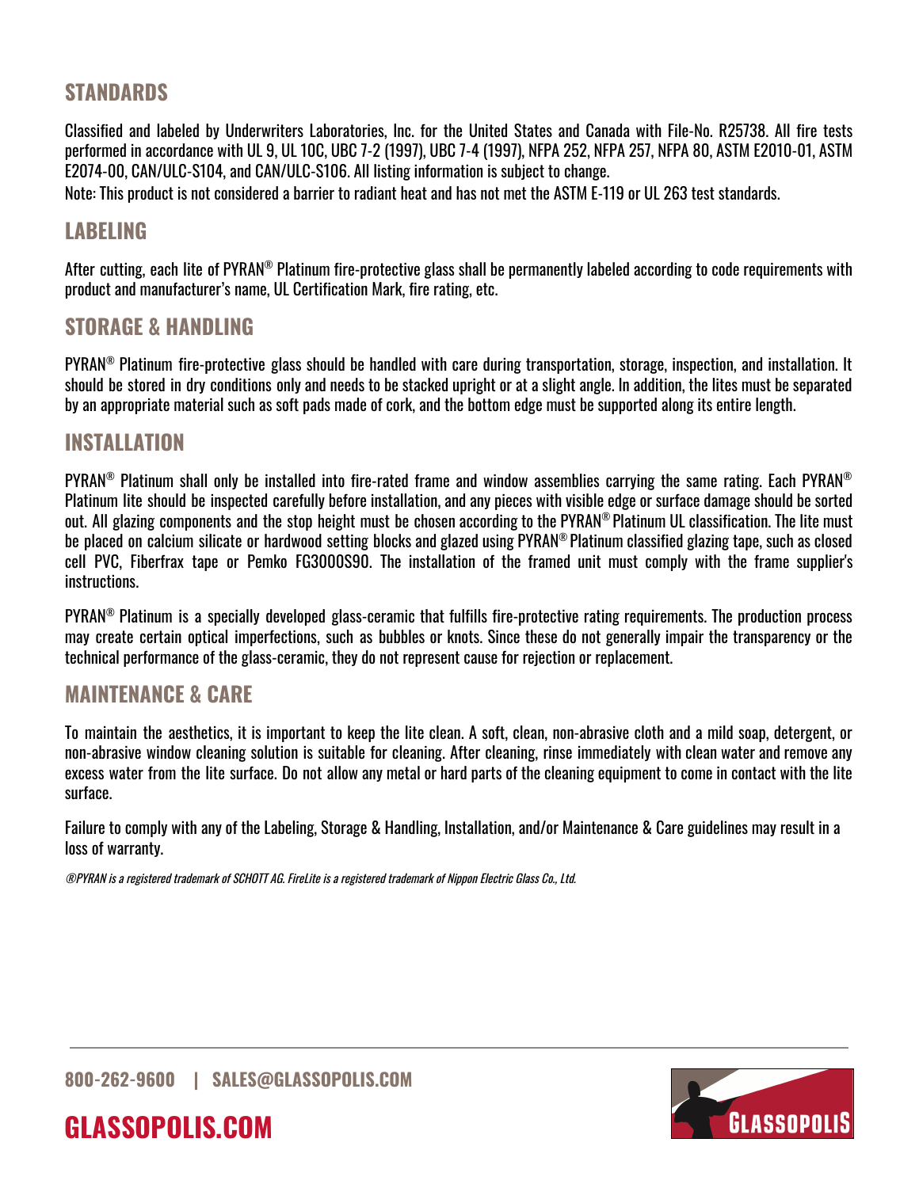## STANDARDS

Classified and labeled by Underwriters Laboratories, Inc. for the United States and Canada with File-No. R25738. All fire tests performed in accordance with UL 9, UL 10C, UBC 7-2 (1997), UBC 7-4 (1997), NFPA 252, NFPA 257, NFPA 80, ASTM E2010-01, ASTM E2074-00, CAN/ULC-S104, and CAN/ULC-S106. All listing information is subject to change.

Note: This product is not considered a barrier to radiant heat and has not met the ASTM E-119 or UL 263 test standards.

## LABELING

After cutting, each lite of PYRAN® Platinum fire-protective glass shall be permanently labeled according to code requirements with product and manufacturer's name, UL Certification Mark, fire rating, etc.

## STORAGE & HANDLING

PYRAN® Platinum fire-protective glass should be handled with care during transportation, storage, inspection, and installation. It should be stored in dry conditions only and needs to be stacked upright or at a slight angle. In addition, the lites must be separated by an appropriate material such as soft pads made of cork, and the bottom edge must be supported along its entire length.

## INSTALLATION

PYRAN® Platinum shall only be installed into fire-rated frame and window assemblies carrying the same rating. Each PYRAN® Platinum lite should be inspected carefully before installation, and any pieces with visible edge or surface damage should be sorted out. All glazing components and the stop height must be chosen according to the PYRAN® Platinum UL classification. The lite must be placed on calcium silicate or hardwood setting blocks and glazed using PYRAN® Platinum classified glazing tape, such as closed cell PVC, Fiberfrax tape or Pemko FG3000S90. The installation of the framed unit must comply with the frame supplier's instructions.

PYRAN® Platinum is a specially developed glass-ceramic that fulfills fire-protective rating requirements. The production process may create certain optical imperfections, such as bubbles or knots. Since these do not generally impair the transparency or the technical performance of the glass-ceramic, they do not represent cause for rejection or replacement.

## MAINTENANCE & CARE

To maintain the aesthetics, it is important to keep the lite clean. A soft, clean, non-abrasive cloth and a mild soap, detergent, or non-abrasive window cleaning solution is suitable for cleaning. After cleaning, rinse immediately with clean water and remove any excess water from the lite surface. Do not allow any metal or hard parts of the cleaning equipment to come in contact with the lite surface.

Failure to comply with any of the Labeling, Storage & Handling, Installation, and/or Maintenance & Care guidelines may result in a loss of warranty.

*®PYRAN is a registered trademark of SCHOTT AG. FireLite is a registered trademark of Nippon Electric Glass Co., Ltd.*

**800-262-9600 | SALES@GLASSOPOLIS.COM**

**GLASSOPOLIS.COM**